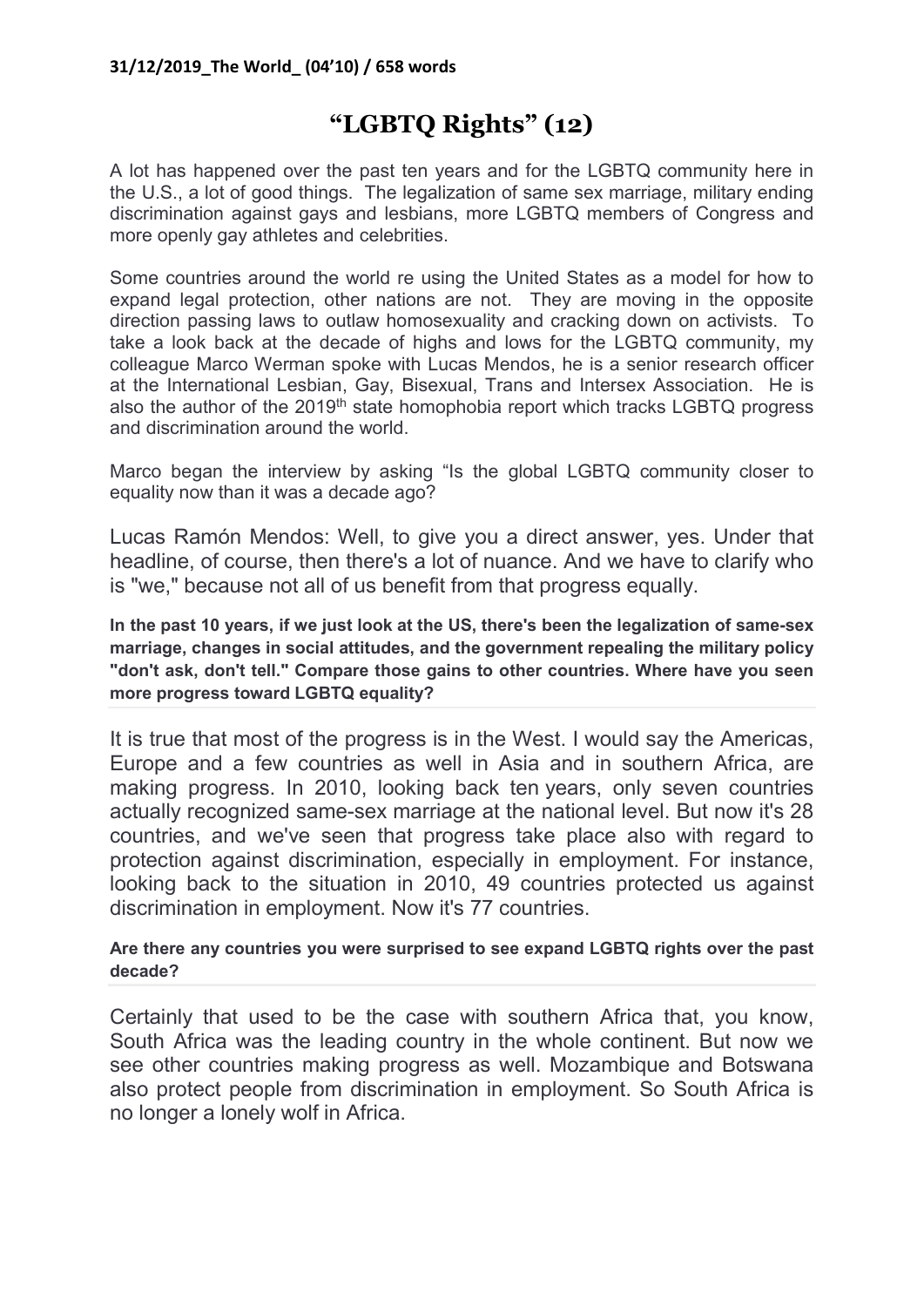**31/12/2019_The World_ (04'10) / 658 words**

# "LGBTQ Rights" (12)

A lot has happened over the past ten years and for the LGBTQ community here in the U.S., a lot of good things. The legalization of same sex marriage, military ending discrimination against gays and lesbians, more LGBTQ members of Congress and more openly gay athletes and celebrities.

Some countries around the world re using the United States as a model for how to expand legal protection, other nations are not. They are moving in the opposite direction passing laws to outlaw homosexuality and cracking down on activists. To take a look back at the decade of highs and lows for the LGBTQ community, my colleague Marco Werman spoke with Lucas Mendos, he is a senior research officer at the International Lesbian, Gay, Bisexual, Trans and Intersex Association. He is also the author of the 2019th state homophobia report which tracks LGBTQ progress and discrimination around the world.

Marco began the interview by asking "Is the global LGBTQ community closer to equality now than it was a decade ago?

Lucas Ramón Mendos: Well, to give you a direct answer, yes. Under that headline, of course, then there's a lot of nuance. And we have to clarify who is "we," because not all of us benefit from that progress equally.

**In the past 10 years, if we just look at the US, there's been the legalization of same-sex marriage, changes in social attitudes, and the government repealing the military policy "don't ask, don't tell." Compare those gains to other countries. Where have you seen more progress toward LGBTQ equality?**

It is true that most of the progress is in the West. I would say the Americas, Europe and a few countries as well in Asia and in southern Africa, are making progress. In 2010, looking back ten years, only seven countries actually recognized same-sex marriage at the national level. But now it's 28 countries, and we've seen that progress take place also with regard to protection against discrimination, especially in employment. For instance, looking back to the situation in 2010, 49 countries protected us against discrimination in employment. Now it's 77 countries.

**Are there any countries you were surprised to see expand LGBTQ rights over the past decade?**

Certainly that used to be the case with southern Africa that, you know, South Africa was the leading country in the whole continent. But now we see other countries making progress as well. Mozambique and Botswana also protect people from discrimination in employment. So South Africa is no longer a lonely wolf in Africa.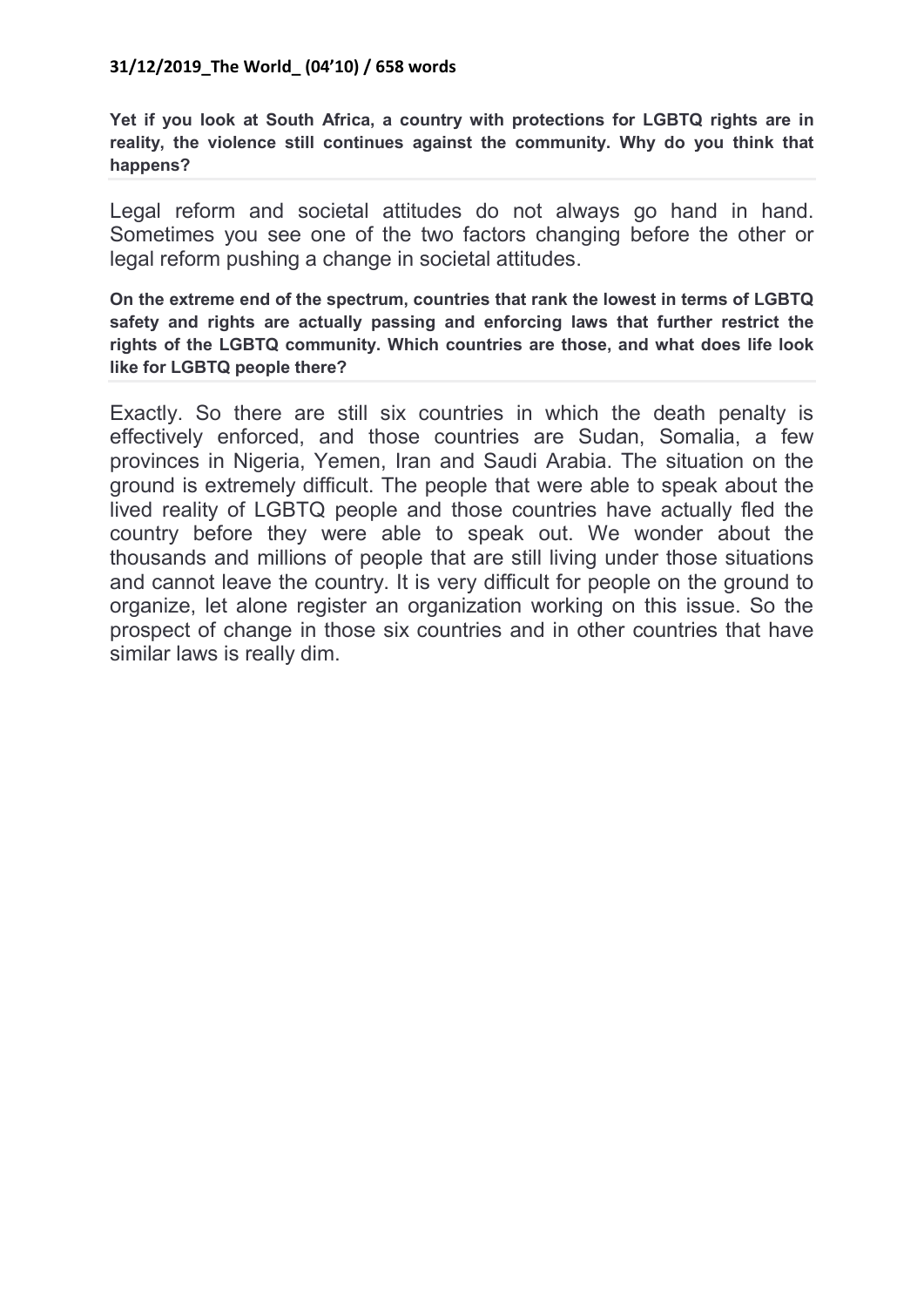**31/12/2019_The World_ (04'10) / 658 words**

**Yet if you look at South Africa, a country with protections for LGBTQ rights are in reality, the violence still continues against the community. Why do you think that happens?**

Legal reform and societal attitudes do not always go hand in hand. Sometimes you see one of the two factors changing before the other or legal reform pushing a change in societal attitudes.

**On the extreme end of the spectrum, countries that rank the lowest in terms of LGBTQ safety and rights are actually passing and enforcing laws that further restrict the rights of the LGBTQ community. Which countries are those, and what does life look like for LGBTQ people there?**

Exactly. So there are still six countries in which the death penalty is effectively enforced, and those countries are Sudan, Somalia, a few provinces in Nigeria, Yemen, Iran and Saudi Arabia. The situation on the ground is extremely difficult. The people that were able to speak about the lived reality of LGBTQ people and those countries have actually fled the country before they were able to speak out. We wonder about the thousands and millions of people that are still living under those situations and cannot leave the country. It is very difficult for people on the ground to organize, let alone register an organization working on this issue. So the prospect of change in those six countries and in other countries that have similar laws is really dim.